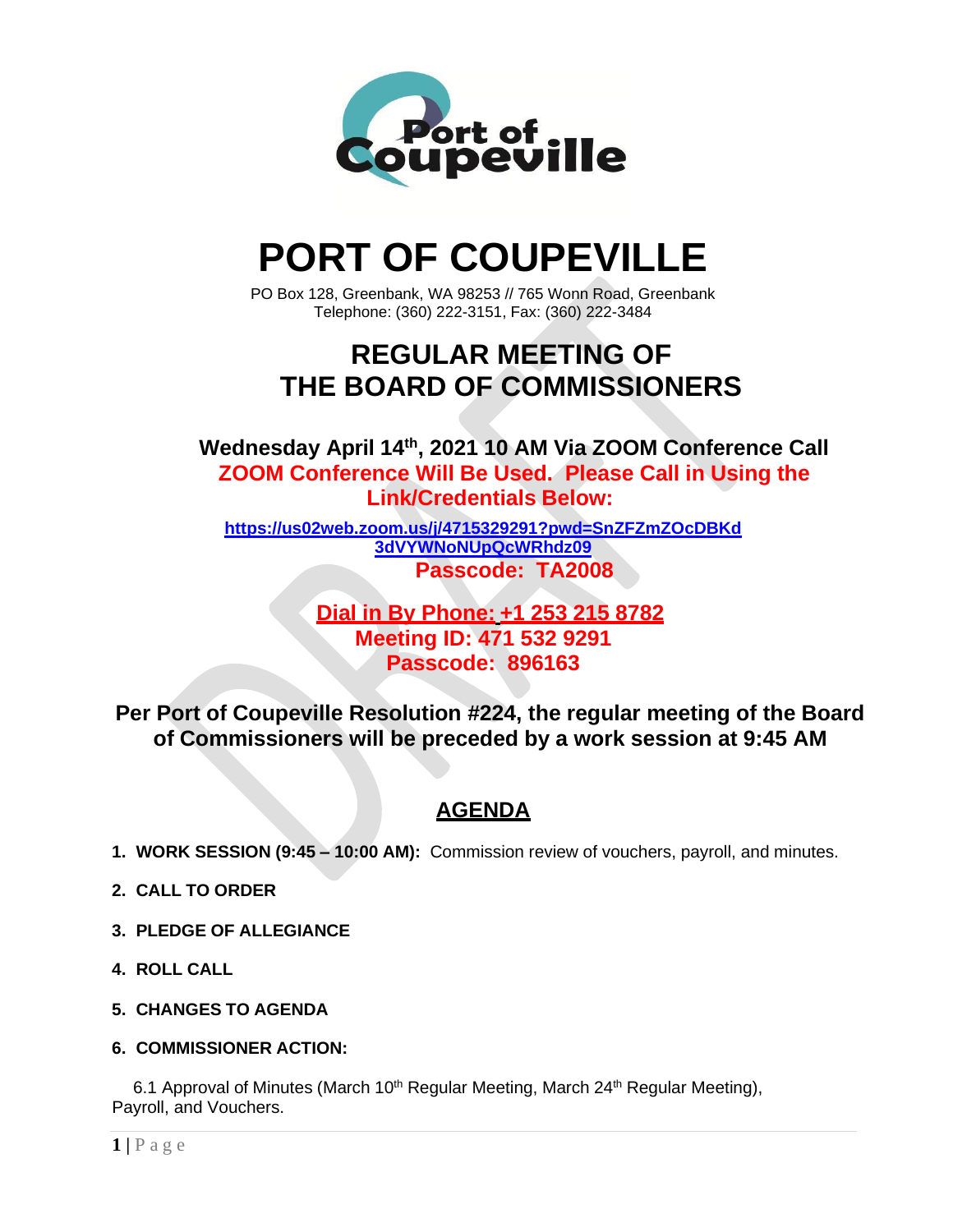# PORT OF COUPEVILLE

PO Box 128, Greenbank, WA 98253 // 765 Wonn Road, Greenbank
Telephone: (360) 222-3151, Fax: (360) 222-3484

## REGULAR MEETING OF THE BOARD OF COMMISSIONERS

**Wednesday April 14th, 2021 10 AM Via ZOOM Conference Call**

**ZOOM Conference Will Be Used. Please Call in Using the Link/Credentials Below:**

**https://us02web.zoom.us/j/4715329291?pwd=SnZFZmZOcDBKd3dVYWNoNUpQcWRhdz09**

**Passcode: TA2008**

**Dial in By Phone: +1 253 215 8782**
**Meeting ID: 471 532 9291**
**Passcode: 896163**

**Per Port of Coupeville Resolution #224, the regular meeting of the Board of Commissioners will be preceded by a work session at 9:45 AM**

## AGENDA

1. **WORK SESSION (9:45 – 10:00 AM):** Commission review of vouchers, payroll, and minutes.
2. **CALL TO ORDER**
3. **PLEDGE OF ALLEGIANCE**
4. **ROLL CALL**
5. **CHANGES TO AGENDA**
6. **COMMISSIONER ACTION:**

   6.1 Approval of Minutes (March 10th Regular Meeting, March 24th Regular Meeting), Payroll, and Vouchers.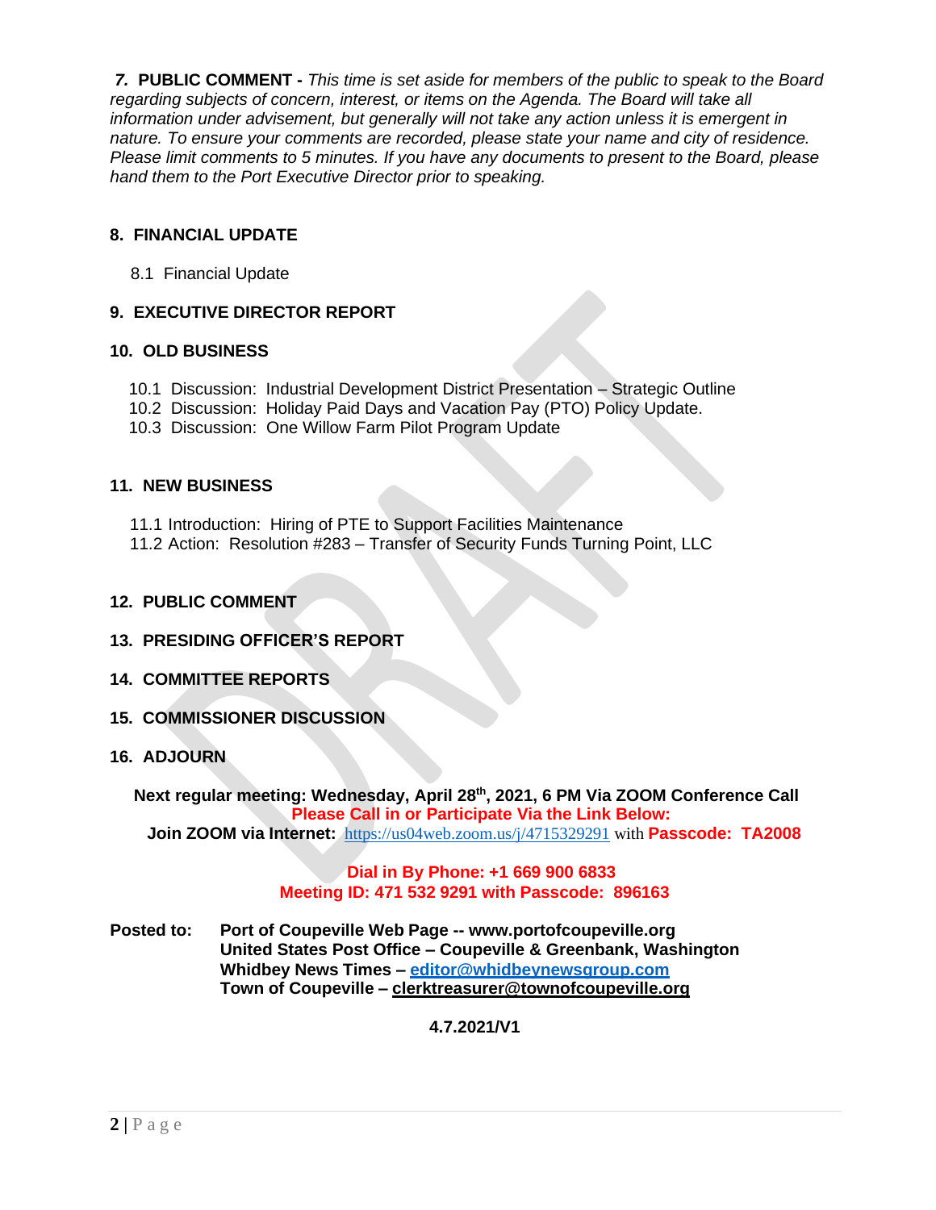**7. PUBLIC COMMENT -** *This time is set aside for members of the public to speak to the Board regarding subjects of concern, interest, or items on the Agenda. The Board will take all information under advisement, but generally will not take any action unless it is emergent in nature. To ensure your comments are recorded, please state your name and city of residence. Please limit comments to 5 minutes. If you have any documents to present to the Board, please hand them to the Port Executive Director prior to speaking.*

**8. FINANCIAL UPDATE**

8.1 Financial Update

**9. EXECUTIVE DIRECTOR REPORT**

**10. OLD BUSINESS**

10.1 Discussion: Industrial Development District Presentation – Strategic Outline
10.2 Discussion: Holiday Paid Days and Vacation Pay (PTO) Policy Update.
10.3 Discussion: One Willow Farm Pilot Program Update

**11. NEW BUSINESS**

11.1 Introduction: Hiring of PTE to Support Facilities Maintenance
11.2 Action: Resolution #283 – Transfer of Security Funds Turning Point, LLC

**12. PUBLIC COMMENT**

**13. PRESIDING OFFICER'S REPORT**

**14. COMMITTEE REPORTS**

**15. COMMISSIONER DISCUSSION**

**16. ADJOURN**

**Next regular meeting: Wednesday, April 28th, 2021, 6 PM Via ZOOM Conference Call**
**Please Call in or Participate Via the Link Below:**
**Join ZOOM via Internet:** https://us04web.zoom.us/j/4715329291 with **Passcode: TA2008**

**Dial in By Phone: +1 669 900 6833**
**Meeting ID: 471 532 9291 with Passcode: 896163**

**Posted to:** **Port of Coupeville Web Page -- www.portofcoupeville.org**
**United States Post Office – Coupeville & Greenbank, Washington**
**Whidbey News Times – editor@whidbeynewsgroup.com**
**Town of Coupeville – clerktreasurer@townofcoupeville.org**

**4.7.2021/V1**